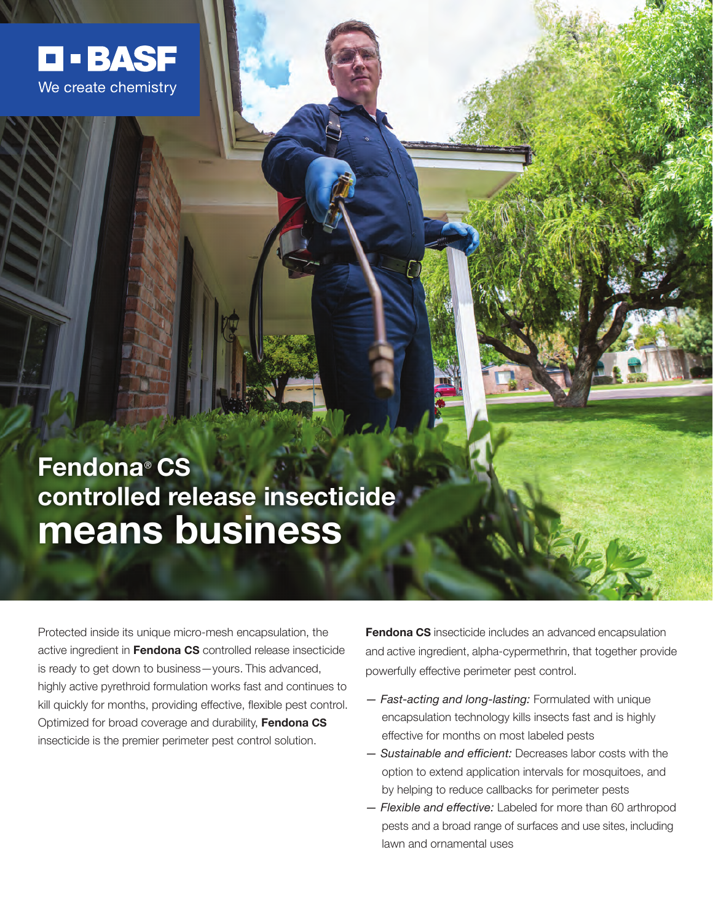BASF

We create chemistry

# Fendona® CS controlled release insecticide means business

Protected inside its unique micro-mesh encapsulation, the active ingredient in **Fendona CS** controlled release insecticide is ready to get down to business—yours. This advanced, highly active pyrethroid formulation works fast and continues to kill quickly for months, providing effective, flexible pest control. Optimized for broad coverage and durability, **Fendona CS** insecticide is the premier perimeter pest control solution.

**Fendona CS** insecticide includes an advanced encapsulation and active ingredient, alpha-cypermethrin, that together provide powerfully effective perimeter pest control.

— *Fast-acting and long-lasting:* Formulated with unique encapsulation technology kills insects fast and is highly effective for months on most labeled pests

— *Sustainable and efficient:* Decreases labor costs with the option to extend application intervals for mosquitoes, and by helping to reduce callbacks for perimeter pests

— *Flexible and effective:* Labeled for more than 60 arthropod pests and a broad range of surfaces and use sites, including lawn and ornamental uses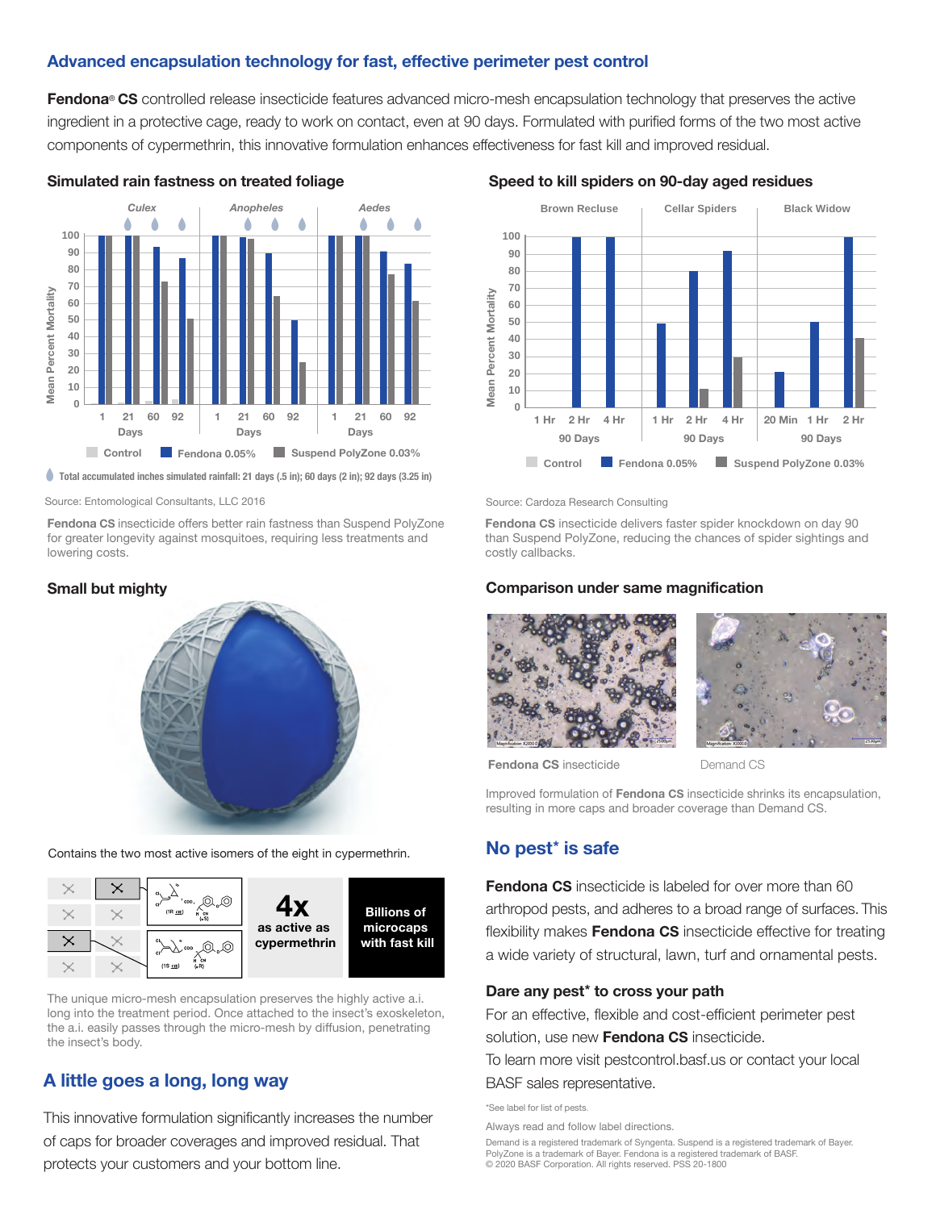## Advanced encapsulation technology for fast, effective perimeter pest control

**Fendona® CS** controlled release insecticide features advanced micro-mesh encapsulation technology that preserves the active ingredient in a protective cage, ready to work on contact, even at 90 days. Formulated with purified forms of the two most active components of cypermethrin, this innovative formulation enhances effectiveness for fast kill and improved residual.

### Simulated rain fastness on treated foliage

Culex | Anopheles | Aedes

Mean Percent Mortality

100
90
80
70
60
50
40
30
20
10
0

1 21 60 92 | 1 21 60 92 | 1 21 60 92

Days | Days | Days

Control | Fendona 0.05% | Suspend PolyZone 0.03%

Total accumulated inches simulated rainfall: 21 days (.5 in); 60 days (2 in); 92 days (3.25 in)

Source: Entomological Consultants, LLC 2016

**Fendona CS** insecticide offers better rain fastness than Suspend PolyZone for greater longevity against mosquitoes, requiring less treatments and lowering costs.

### Speed to kill spiders on 90-day aged residues

Brown Recluse | Cellar Spiders | Black Widow

Mean Percent Mortality

100
90
80
70
60
50
40
30
20
10
0

1 Hr 2 Hr 4 Hr | 1 Hr 2 Hr 4 Hr | 20 Min 1 Hr 2 Hr

90 Days | 90 Days | 90 Days

Control | Fendona 0.05% | Suspend PolyZone 0.03%

Source: Cardoza Research Consulting

**Fendona CS** insecticide delivers faster spider knockdown on day 90 than Suspend PolyZone, reducing the chances of spider sightings and costly callbacks.

### Small but mighty

Contains the two most active isomers of the eight in cypermethrin.

(1R cis) (αS)

(1S cis) (αR)

**4x** as active as cypermethrin

**Billions of microcaps with fast kill**

The unique micro-mesh encapsulation preserves the highly active a.i. long into the treatment period. Once attached to the insect's exoskeleton, the a.i. easily passes through the micro-mesh by diffusion, penetrating the insect's body.

### Comparison under same magnification

**Fendona CS** insecticide | Demand CS

Improved formulation of **Fendona CS** insecticide shrinks its encapsulation, resulting in more caps and broader coverage than Demand CS.

## A little goes a long, long way

This innovative formulation significantly increases the number of caps for broader coverages and improved residual. That protects your customers and your bottom line.

## No pest* is safe

**Fendona CS** insecticide is labeled for over more than 60 arthropod pests, and adheres to a broad range of surfaces. This flexibility makes **Fendona CS** insecticide effective for treating a wide variety of structural, lawn, turf and ornamental pests.

### Dare any pest* to cross your path

For an effective, flexible and cost-efficient perimeter pest solution, use new **Fendona CS** insecticide.

To learn more visit pestcontrol.basf.us or contact your local BASF sales representative.

*See label for list of pests.

Always read and follow label directions.

Demand is a registered trademark of Syngenta. Suspend is a registered trademark of Bayer. PolyZone is a trademark of Bayer. Fendona is a registered trademark of BASF.
© 2020 BASF Corporation. All rights reserved. PSS 20-1800